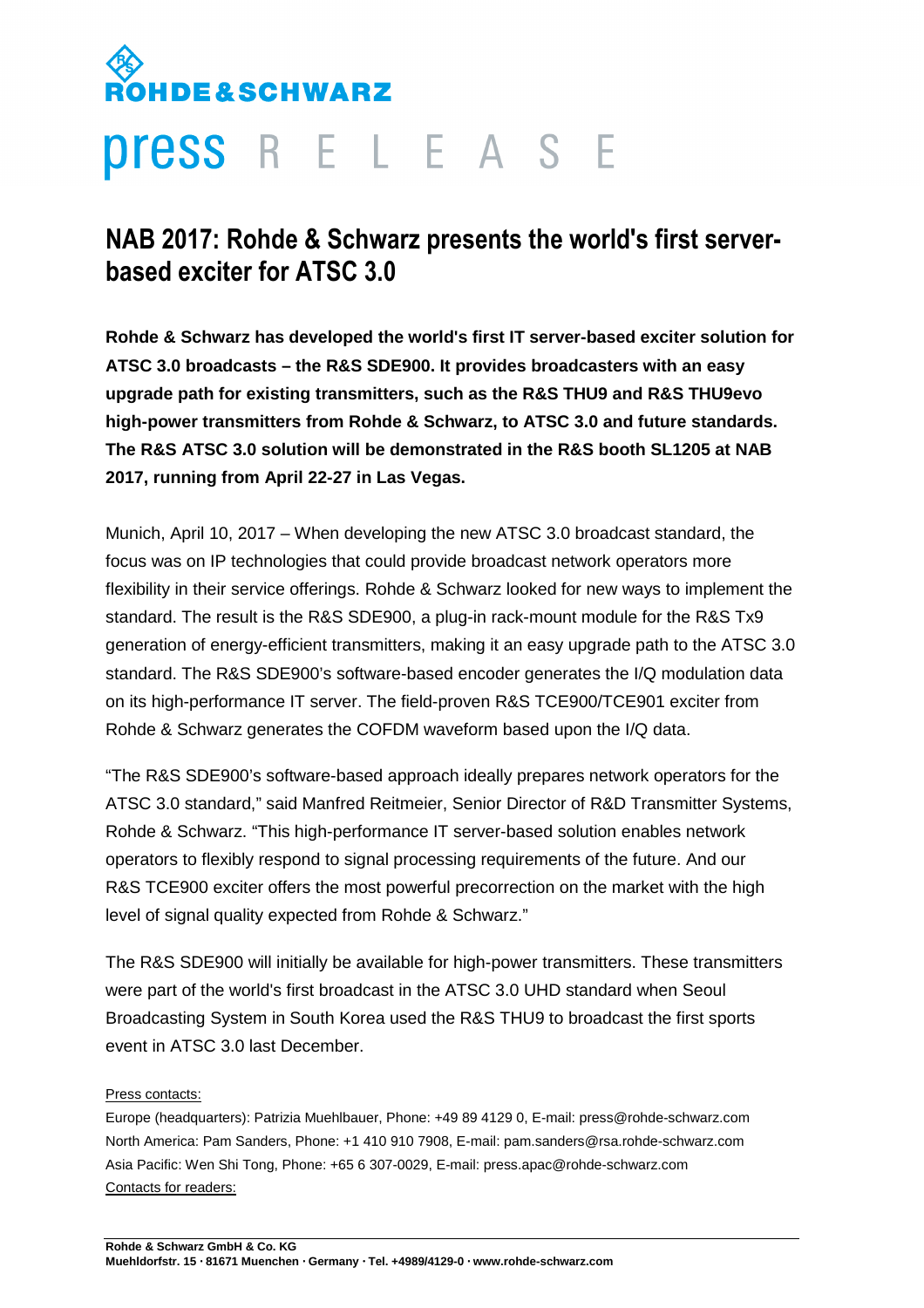ROHDE&SCHWARZ

press RELEASE

# NAB 2017: Rohde & Schwarz presents the world's first server-based exciter for ATSC 3.0

**Rohde & Schwarz has developed the world's first IT server-based exciter solution for ATSC 3.0 broadcasts – the R&S SDE900. It provides broadcasters with an easy upgrade path for existing transmitters, such as the R&S THU9 and R&S THU9evo high-power transmitters from Rohde & Schwarz, to ATSC 3.0 and future standards. The R&S ATSC 3.0 solution will be demonstrated in the R&S booth SL1205 at NAB 2017, running from April 22-27 in Las Vegas.**

Munich, April 10, 2017 – When developing the new ATSC 3.0 broadcast standard, the focus was on IP technologies that could provide broadcast network operators more flexibility in their service offerings. Rohde & Schwarz looked for new ways to implement the standard. The result is the R&S SDE900, a plug-in rack-mount module for the R&S Tx9 generation of energy-efficient transmitters, making it an easy upgrade path to the ATSC 3.0 standard. The R&S SDE900's software-based encoder generates the I/Q modulation data on its high-performance IT server. The field-proven R&S TCE900/TCE901 exciter from Rohde & Schwarz generates the COFDM waveform based upon the I/Q data.

"The R&S SDE900's software-based approach ideally prepares network operators for the ATSC 3.0 standard," said Manfred Reitmeier, Senior Director of R&D Transmitter Systems, Rohde & Schwarz. "This high-performance IT server-based solution enables network operators to flexibly respond to signal processing requirements of the future. And our R&S TCE900 exciter offers the most powerful precorrection on the market with the high level of signal quality expected from Rohde & Schwarz."

The R&S SDE900 will initially be available for high-power transmitters. These transmitters were part of the world's first broadcast in the ATSC 3.0 UHD standard when Seoul Broadcasting System in South Korea used the R&S THU9 to broadcast the first sports event in ATSC 3.0 last December.

Press contacts:

Europe (headquarters): Patrizia Muehlbauer, Phone: +49 89 4129 0, E-mail: press@rohde-schwarz.com
North America: Pam Sanders, Phone: +1 410 910 7908, E-mail: pam.sanders@rsa.rohde-schwarz.com
Asia Pacific: Wen Shi Tong, Phone: +65 6 307-0029, E-mail: press.apac@rohde-schwarz.com

Contacts for readers:

**Rohde & Schwarz GmbH & Co. KG**
**Muehldorfstr. 15 · 81671 Muenchen · Germany · Tel. +4989/4129-0 · www.rohde-schwarz.com**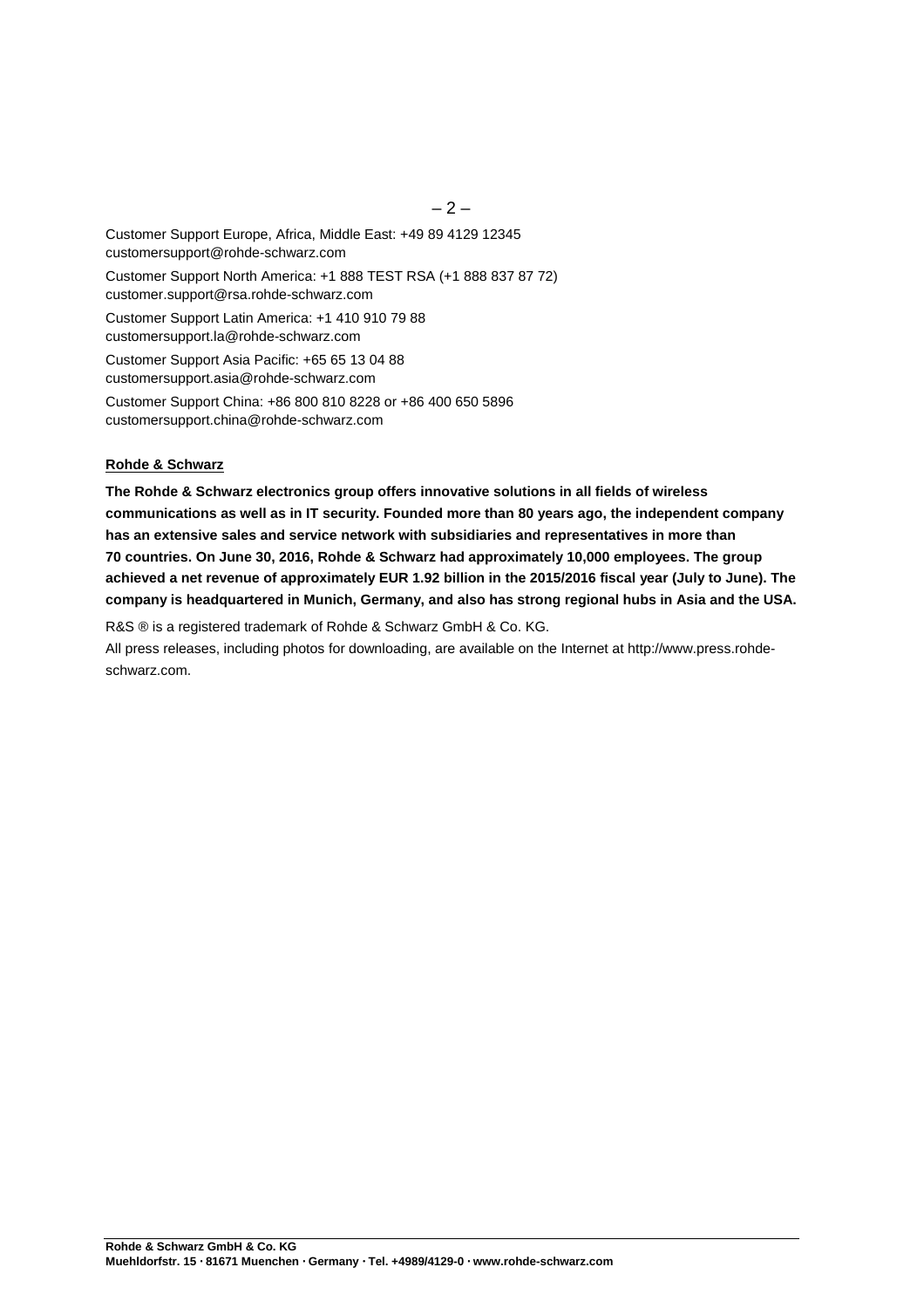Customer Support Europe, Africa, Middle East: +49 89 4129 12345
customersupport@rohde-schwarz.com

Customer Support North America: +1 888 TEST RSA (+1 888 837 87 72)
customer.support@rsa.rohde-schwarz.com

Customer Support Latin America: +1 410 910 79 88
customersupport.la@rohde-schwarz.com

Customer Support Asia Pacific: +65 65 13 04 88
customersupport.asia@rohde-schwarz.com

Customer Support China: +86 800 810 8228 or +86 400 650 5896
customersupport.china@rohde-schwarz.com

**Rohde & Schwarz**

**The Rohde & Schwarz electronics group offers innovative solutions in all fields of wireless communications as well as in IT security. Founded more than 80 years ago, the independent company has an extensive sales and service network with subsidiaries and representatives in more than 70 countries. On June 30, 2016, Rohde & Schwarz had approximately 10,000 employees. The group achieved a net revenue of approximately EUR 1.92 billion in the 2015/2016 fiscal year (July to June). The company is headquartered in Munich, Germany, and also has strong regional hubs in Asia and the USA.**

R&S ® is a registered trademark of Rohde & Schwarz GmbH & Co. KG.
All press releases, including photos for downloading, are available on the Internet at http://www.press.rohde-schwarz.com.

**Rohde & Schwarz GmbH & Co. KG**
**Muehldorfstr. 15 · 81671 Muenchen · Germany · Tel. +4989/4129-0 · www.rohde-schwarz.com**